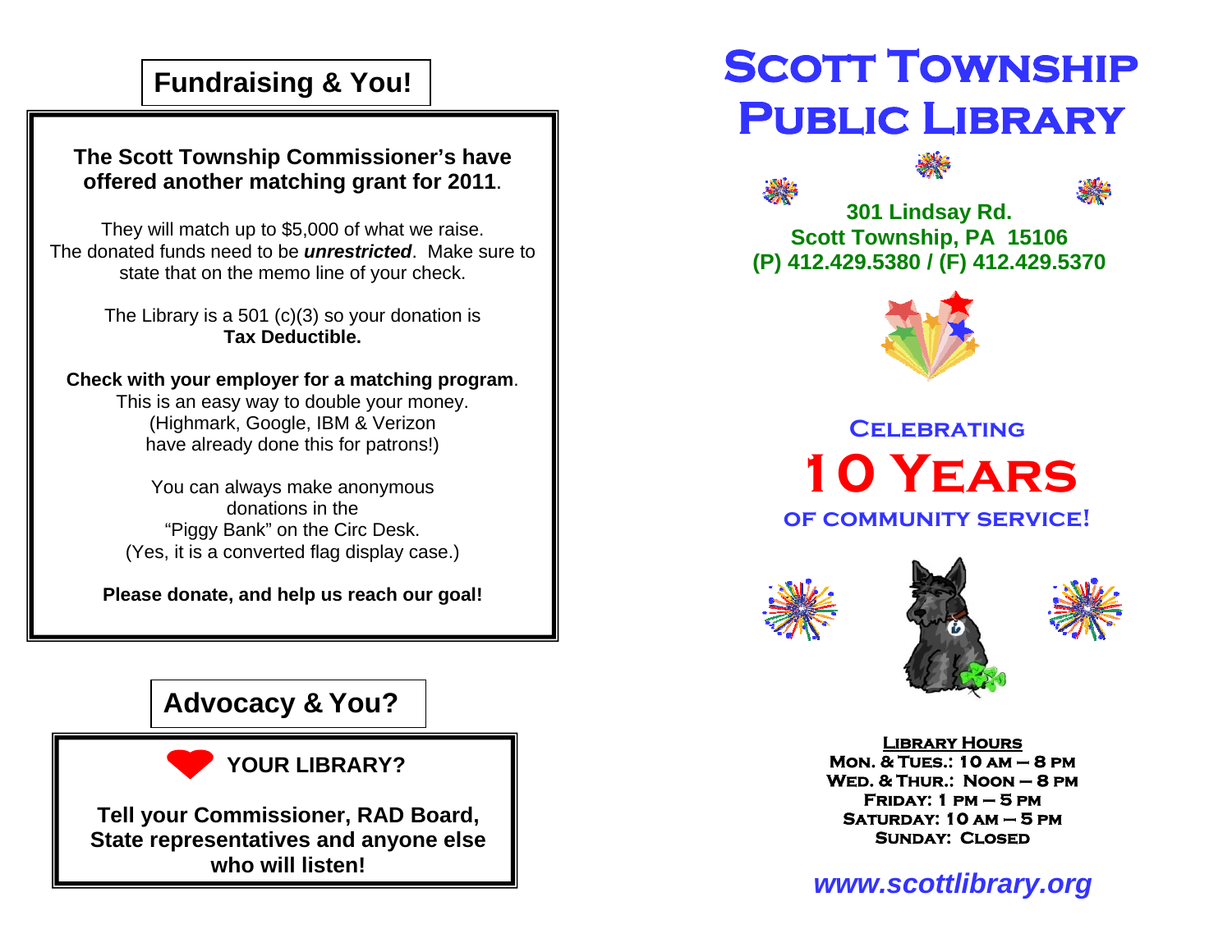## Fundraising & You!

**The Scott Township Commissioner's have offered another matching grant for 2011**.

They will match up to $5,000 of what we raise.
The donated funds need to be ***unrestricted***. Make sure to state that on the memo line of your check.

The Library is a 501 (c)(3) so your donation is **Tax Deductible.**

**Check with your employer for a matching program**.
This is an easy way to double your money.
(Highmark, Google, IBM & Verizon have already done this for patrons!)

You can always make anonymous donations in the "Piggy Bank" on the Circ Desk.
(Yes, it is a converted flag display case.)

**Please donate, and help us reach our goal!**

## Advocacy & You?

**❤ YOUR LIBRARY?**

**Tell your Commissioner, RAD Board, State representatives and anyone else who will listen!**

# Scott Township Public Library

**301 Lindsay Rd.**
**Scott Township, PA 15106**
**(P) 412.429.5380 / (F) 412.429.5370**

**Celebrating**

# 10 Years

**of community service!**

**Library Hours**
**Mon. & Tues.: 10 am – 8 pm**
**Wed. & Thur.: Noon – 8 pm**
**Friday: 1 pm – 5 pm**
**Saturday: 10 am – 5 pm**
**Sunday: Closed**

***www.scottlibrary.org***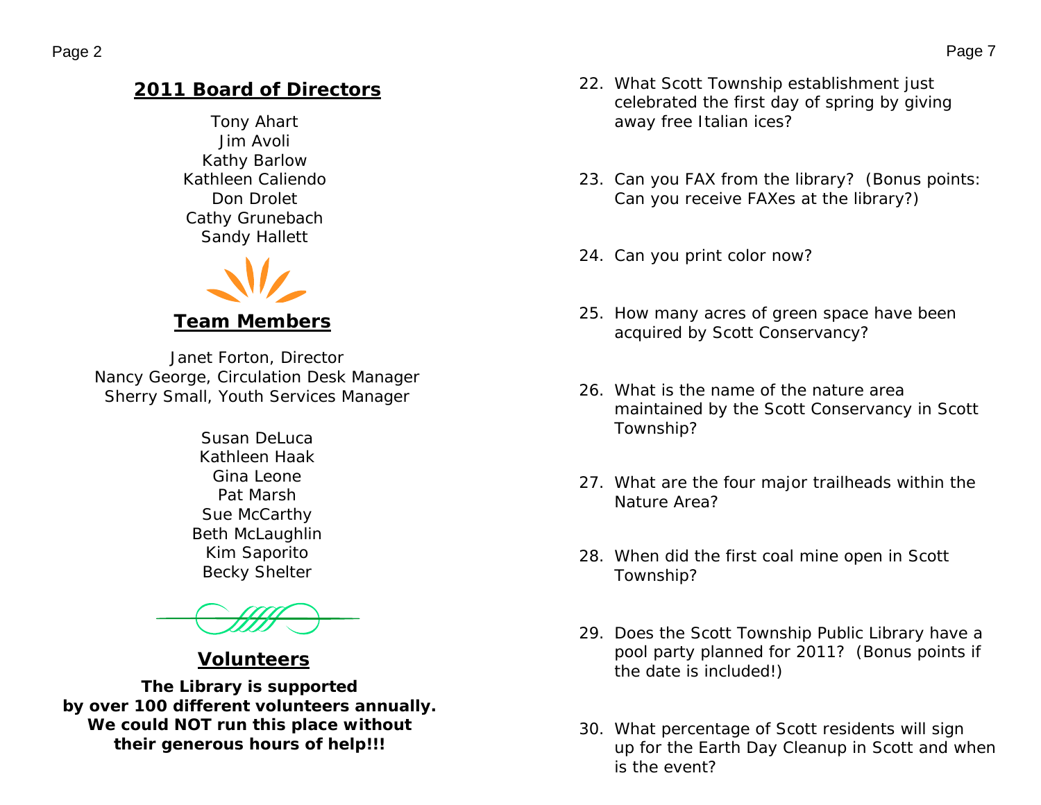## 2011 Board of Directors

Tony Ahart
Jim Avoli
Kathy Barlow
Kathleen Caliendo
Don Drolet
Cathy Grunebach
Sandy Hallett

## Team Members

Janet Forton, Director
Nancy George, Circulation Desk Manager
Sherry Small, Youth Services Manager

Susan DeLuca
Kathleen Haak
Gina Leone
Pat Marsh
Sue McCarthy
Beth McLaughlin
Kim Saporito
Becky Shelter

## Volunteers

**The Library is supported by over 100 different volunteers annually. We could NOT run this place without their generous hours of help!!!**

22. What Scott Township establishment just celebrated the first day of spring by giving away free Italian ices?

23. Can you FAX from the library? (Bonus points: Can you receive FAXes at the library?)

24. Can you print color now?

25. How many acres of green space have been acquired by Scott Conservancy?

26. What is the name of the nature area maintained by the Scott Conservancy in Scott Township?

27. What are the four major trailheads within the Nature Area?

28. When did the first coal mine open in Scott Township?

29. Does the Scott Township Public Library have a pool party planned for 2011? (Bonus points if the date is included!)

30. What percentage of Scott residents will sign up for the Earth Day Cleanup in Scott and when is the event?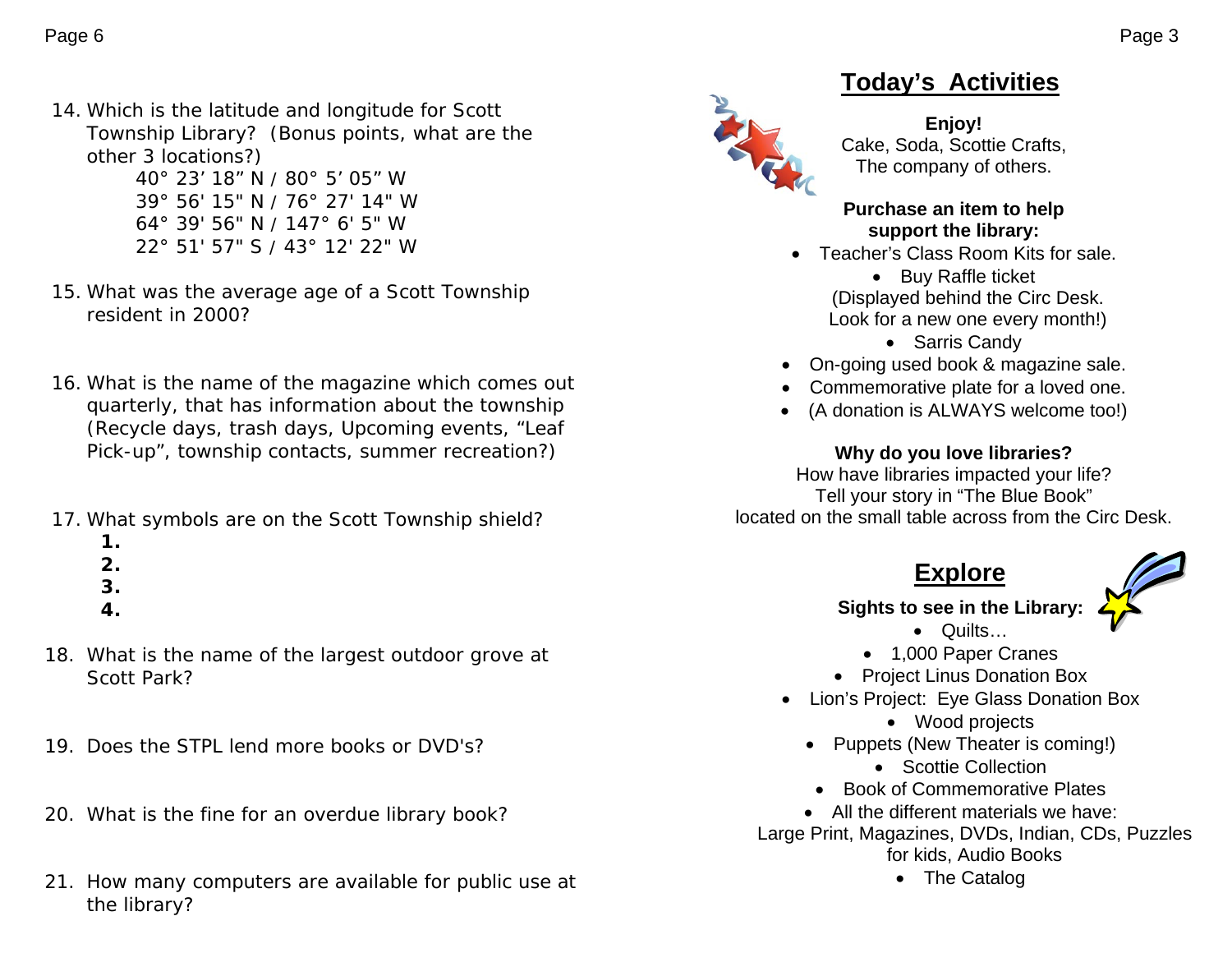14. Which is the latitude and longitude for Scott Township Library? (Bonus points, what are the other 3 locations?)
    - 40° 23' 18" N / 80° 5' 05" W
    - 39° 56' 15" N / 76° 27' 14" W
    - 64° 39' 56" N / 147° 6' 5" W
    - 22° 51' 57" S / 43° 12' 22" W

15. What was the average age of a Scott Township resident in 2000?

16. What is the name of the magazine which comes out quarterly, that has information about the township (Recycle days, trash days, Upcoming events, "Leaf Pick-up", township contacts, summer recreation?)

17. What symbols are on the Scott Township shield?
    1.
    2.
    3.
    4.

18. What is the name of the largest outdoor grove at Scott Park?

19. Does the STPL lend more books or DVD's?

20. What is the fine for an overdue library book?

21. How many computers are available for public use at the library?

## Today's Activities

**Enjoy!**
Cake, Soda, Scottie Crafts,
The company of others.

**Purchase an item to help support the library:**

- Teacher's Class Room Kits for sale.
- Buy Raffle ticket (Displayed behind the Circ Desk. Look for a new one every month!)
- Sarris Candy
- On-going used book & magazine sale.
- Commemorative plate for a loved one.
- (A donation is ALWAYS welcome too!)

**Why do you love libraries?**
How have libraries impacted your life?
Tell your story in "The Blue Book"
located on the small table across from the Circ Desk.

## Explore

**Sights to see in the Library:**

- Quilts…
- 1,000 Paper Cranes
- Project Linus Donation Box
- Lion's Project: Eye Glass Donation Box
- Wood projects
- Puppets (New Theater is coming!)
- Scottie Collection
- Book of Commemorative Plates
- All the different materials we have: Large Print, Magazines, DVDs, Indian, CDs, Puzzles for kids, Audio Books
- The Catalog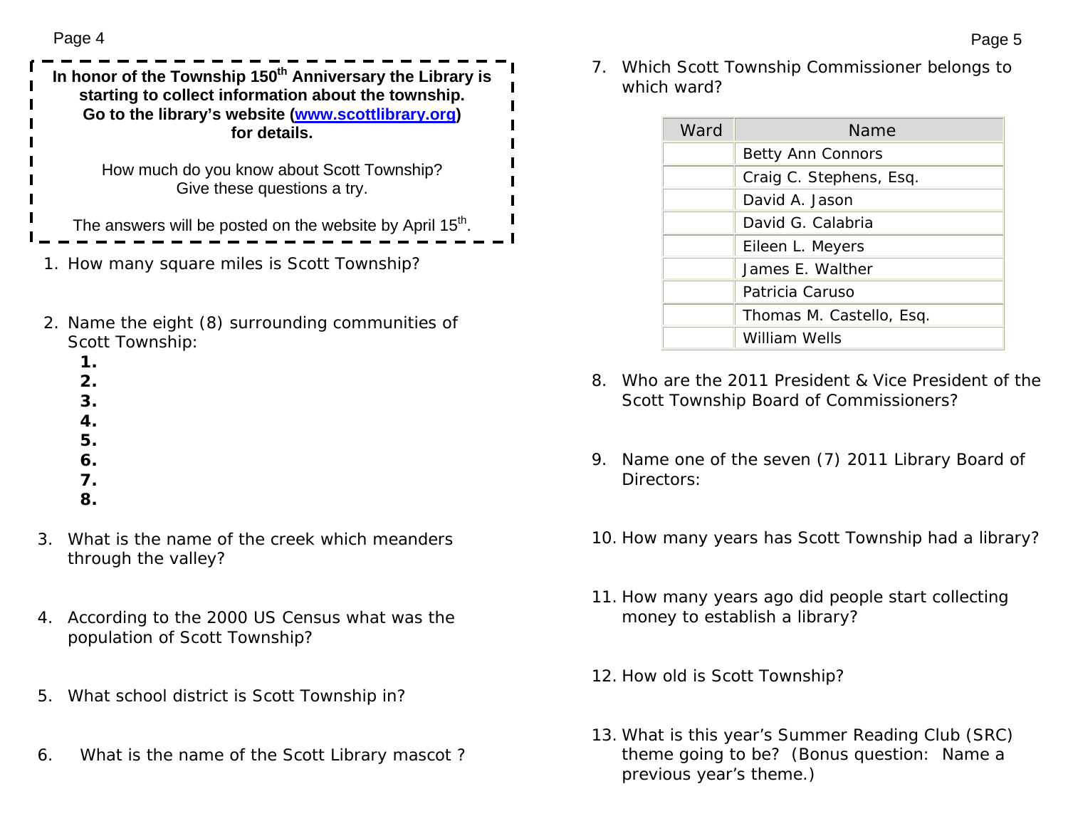**In honor of the Township 150th Anniversary the Library is starting to collect information about the township. Go to the library's website ([www.scottlibrary.org](http://www.scottlibrary.org)) for details.**

How much do you know about Scott Township? Give these questions a try.

The answers will be posted on the website by April 15th.

1. How many square miles is Scott Township?

2. Name the eight (8) surrounding communities of Scott Township:
   **1.**
   **2.**
   **3.**
   **4.**
   **5.**
   **6.**
   **7.**
   **8.**

3. What is the name of the creek which meanders through the valley?

4. According to the 2000 US Census what was the population of Scott Township?

5. What school district is Scott Township in?

6. What is the name of the Scott Library mascot ?

7. Which Scott Township Commissioner belongs to which ward?

| Ward | Name |
|---|---|
| | Betty Ann Connors |
| | Craig C. Stephens, Esq. |
| | David A. Jason |
| | David G. Calabria |
| | Eileen L. Meyers |
| | James E. Walther |
| | Patricia Caruso |
| | Thomas M. Castello, Esq. |
| | William Wells |

8. Who are the 2011 President & Vice President of the Scott Township Board of Commissioners?

9. Name one of the seven (7) 2011 Library Board of Directors:

10. How many years has Scott Township had a library?

11. How many years ago did people start collecting money to establish a library?

12. How old is Scott Township?

13. What is this year's Summer Reading Club (SRC) theme going to be? (Bonus question: Name a previous year's theme.)